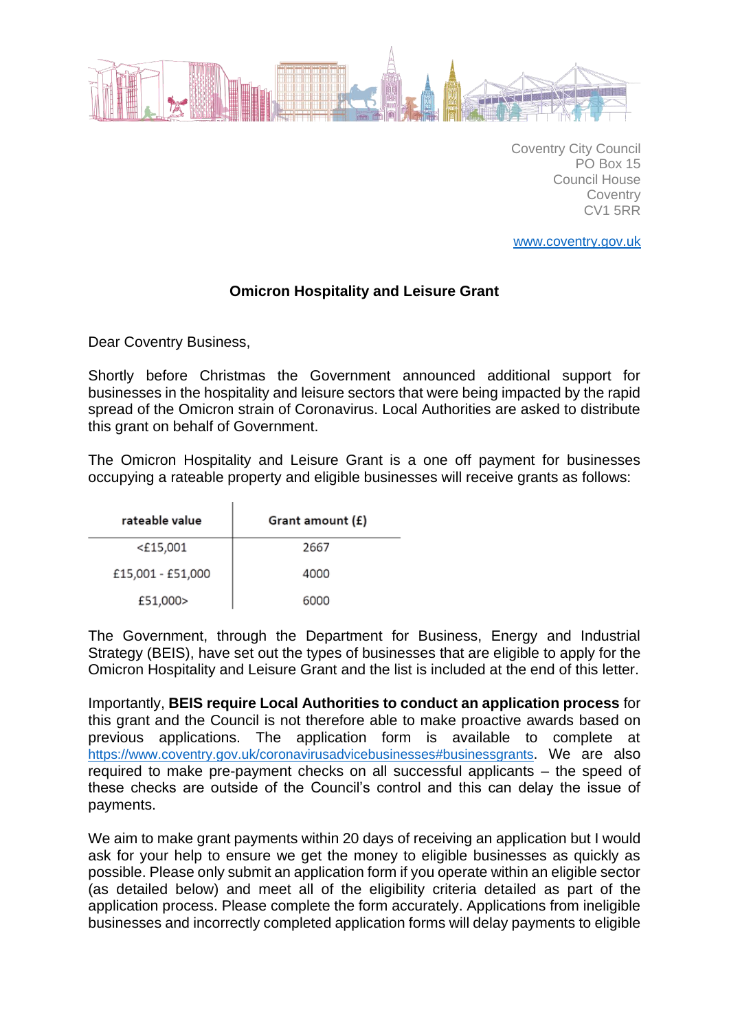Coventry City Council
PO Box 15
Council House
Coventry
CV1 5RR

[www.coventry.gov.uk](http://www.coventry.gov.uk)

**Omicron Hospitality and Leisure Grant**

Dear Coventry Business,

Shortly before Christmas the Government announced additional support for businesses in the hospitality and leisure sectors that were being impacted by the rapid spread of the Omicron strain of Coronavirus. Local Authorities are asked to distribute this grant on behalf of Government.

The Omicron Hospitality and Leisure Grant is a one off payment for businesses occupying a rateable property and eligible businesses will receive grants as follows:

| rateable value | Grant amount (£) |
|---|---|
| <£15,001 | 2667 |
| £15,001 - £51,000 | 4000 |
| £51,000> | 6000 |

The Government, through the Department for Business, Energy and Industrial Strategy (BEIS), have set out the types of businesses that are eligible to apply for the Omicron Hospitality and Leisure Grant and the list is included at the end of this letter.

Importantly, **BEIS require Local Authorities to conduct an application process** for this grant and the Council is not therefore able to make proactive awards based on previous applications. The application form is available to complete at [https://www.coventry.gov.uk/coronavirusadvicebusinesses#businessgrants](https://www.coventry.gov.uk/coronavirusadvicebusinesses#businessgrants). We are also required to make pre-payment checks on all successful applicants – the speed of these checks are outside of the Council's control and this can delay the issue of payments.

We aim to make grant payments within 20 days of receiving an application but I would ask for your help to ensure we get the money to eligible businesses as quickly as possible. Please only submit an application form if you operate within an eligible sector (as detailed below) and meet all of the eligibility criteria detailed as part of the application process. Please complete the form accurately. Applications from ineligible businesses and incorrectly completed application forms will delay payments to eligible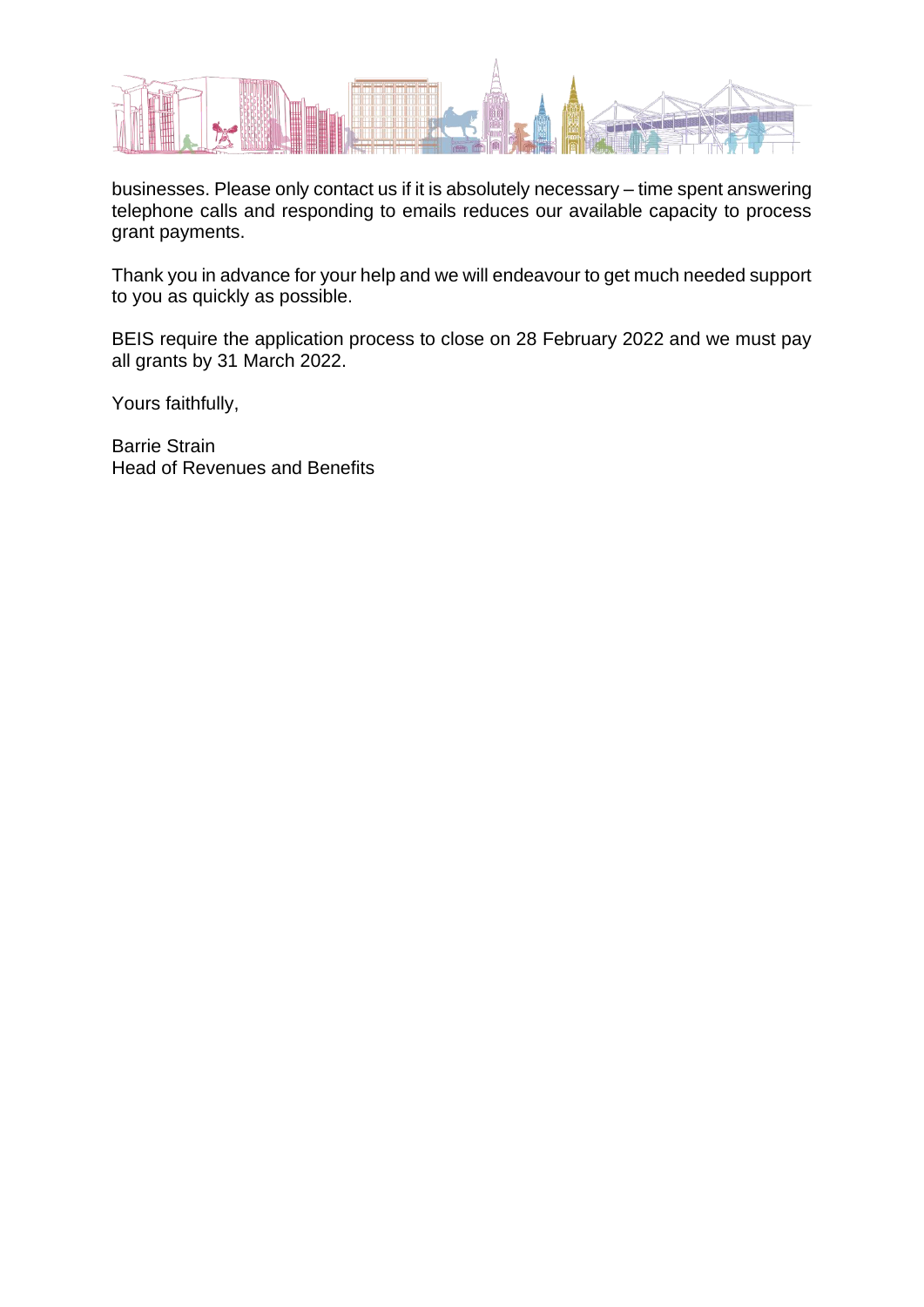businesses. Please only contact us if it is absolutely necessary – time spent answering telephone calls and responding to emails reduces our available capacity to process grant payments.

Thank you in advance for your help and we will endeavour to get much needed support to you as quickly as possible.

BEIS require the application process to close on 28 February 2022 and we must pay all grants by 31 March 2022.

Yours faithfully,

Barrie Strain  
Head of Revenues and Benefits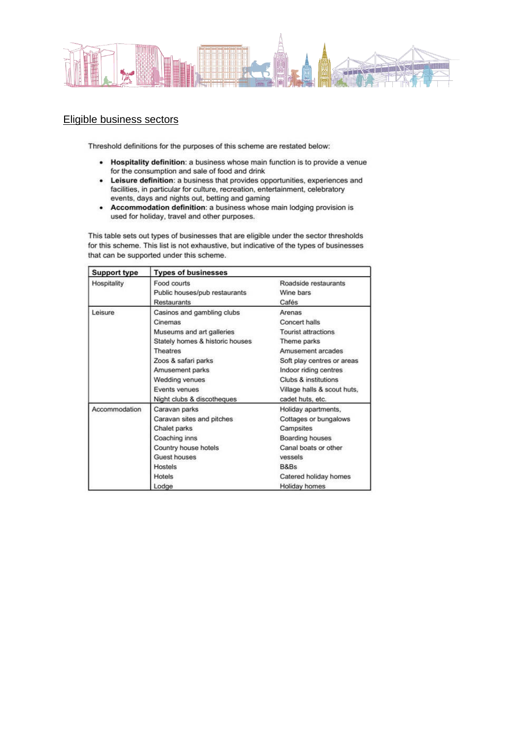## Eligible business sectors

Threshold definitions for the purposes of this scheme are restated below:

- **Hospitality definition**: a business whose main function is to provide a venue for the consumption and sale of food and drink
- **Leisure definition**: a business that provides opportunities, experiences and facilities, in particular for culture, recreation, entertainment, celebratory events, days and nights out, betting and gaming
- **Accommodation definition**: a business whose main lodging provision is used for holiday, travel and other purposes.

This table sets out types of businesses that are eligible under the sector thresholds for this scheme. This list is not exhaustive, but indicative of the types of businesses that can be supported under this scheme.

| Support type | Types of businesses | |
|---|---|---|
| Hospitality | Food courts | Roadside restaurants |
| | Public houses/pub restaurants | Wine bars |
| | Restaurants | Cafés |
| Leisure | Casinos and gambling clubs | Arenas |
| | Cinemas | Concert halls |
| | Museums and art galleries | Tourist attractions |
| | Stately homes & historic houses | Theme parks |
| | Theatres | Amusement arcades |
| | Zoos & safari parks | Soft play centres or areas |
| | Amusement parks | Indoor riding centres |
| | Wedding venues | Clubs & institutions |
| | Events venues | Village halls & scout huts, |
| | Night clubs & discotheques | cadet huts, etc. |
| Accommodation | Caravan parks | Holiday apartments, |
| | Caravan sites and pitches | Cottages or bungalows |
| | Chalet parks | Campsites |
| | Coaching inns | Boarding houses |
| | Country house hotels | Canal boats or other |
| | Guest houses | vessels |
| | Hostels | B&Bs |
| | Hotels | Catered holiday homes |
| | Lodge | Holiday homes |